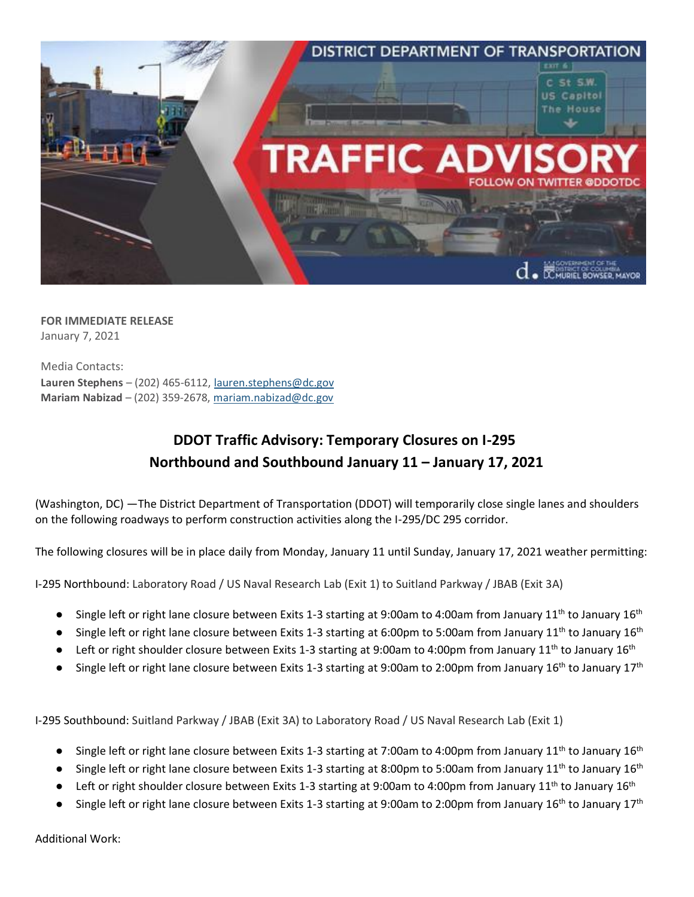**FOR IMMEDIATE RELEASE**
January 7, 2021

Media Contacts:
**Lauren Stephens** – (202) 465-6112, lauren.stephens@dc.gov
**Mariam Nabizad** – (202) 359-2678, mariam.nabizad@dc.gov

# DDOT Traffic Advisory: Temporary Closures on I-295 Northbound and Southbound January 11 – January 17, 2021

(Washington, DC) —The District Department of Transportation (DDOT) will temporarily close single lanes and shoulders on the following roadways to perform construction activities along the I-295/DC 295 corridor.

The following closures will be in place daily from Monday, January 11 until Sunday, January 17, 2021 weather permitting:

I-295 Northbound: Laboratory Road / US Naval Research Lab (Exit 1) to Suitland Parkway / JBAB (Exit 3A)

- Single left or right lane closure between Exits 1-3 starting at 9:00am to 4:00am from January 11th to January 16th
- Single left or right lane closure between Exits 1-3 starting at 6:00pm to 5:00am from January 11th to January 16th
- Left or right shoulder closure between Exits 1-3 starting at 9:00am to 4:00pm from January 11th to January 16th
- Single left or right lane closure between Exits 1-3 starting at 9:00am to 2:00pm from January 16th to January 17th

I-295 Southbound: Suitland Parkway / JBAB (Exit 3A) to Laboratory Road / US Naval Research Lab (Exit 1)

- Single left or right lane closure between Exits 1-3 starting at 7:00am to 4:00pm from January 11th to January 16th
- Single left or right lane closure between Exits 1-3 starting at 8:00pm to 5:00am from January 11th to January 16th
- Left or right shoulder closure between Exits 1-3 starting at 9:00am to 4:00pm from January 11th to January 16th
- Single left or right lane closure between Exits 1-3 starting at 9:00am to 2:00pm from January 16th to January 17th

Additional Work: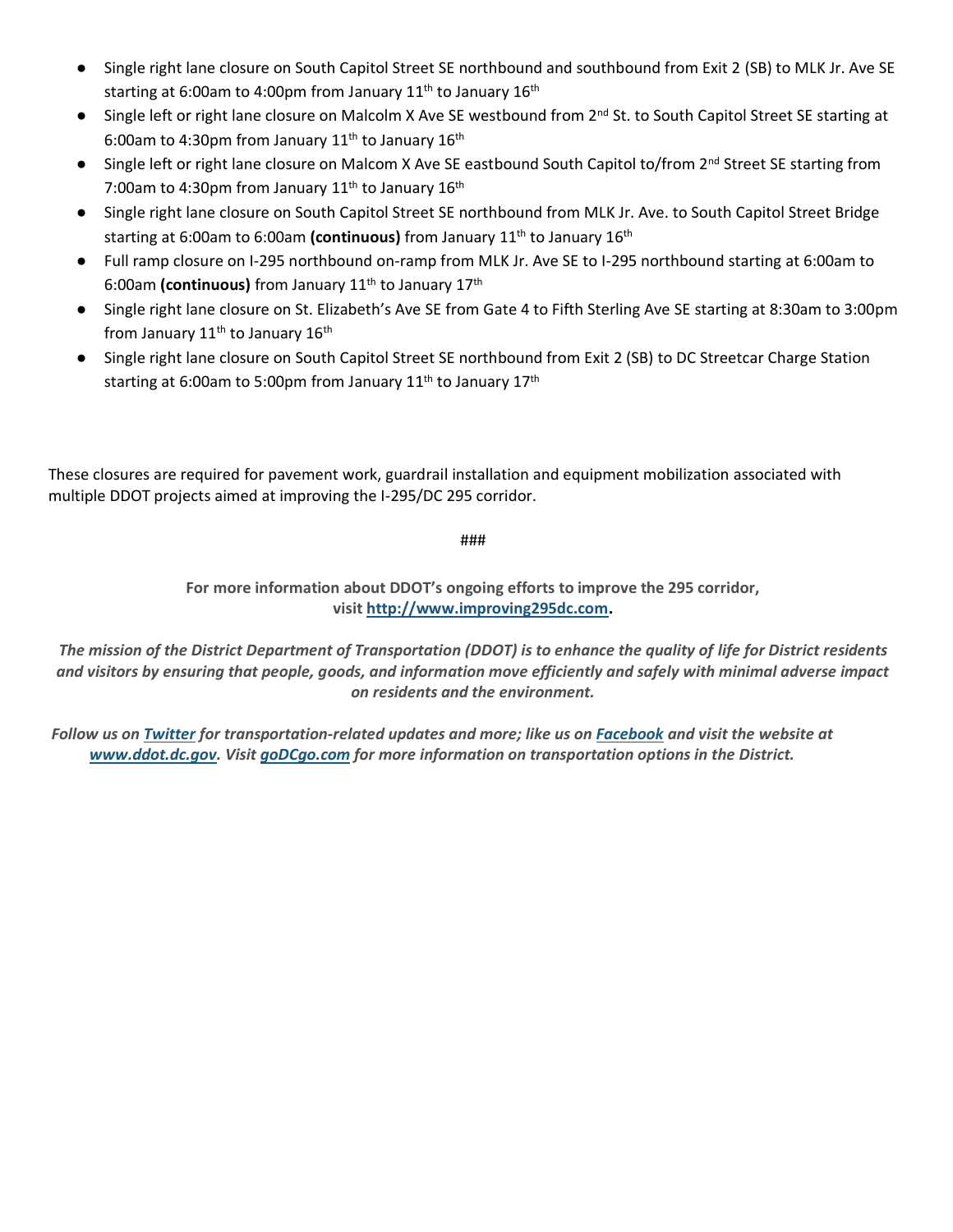- Single right lane closure on South Capitol Street SE northbound and southbound from Exit 2 (SB) to MLK Jr. Ave SE starting at 6:00am to 4:00pm from January 11th to January 16th
- Single left or right lane closure on Malcolm X Ave SE westbound from 2nd St. to South Capitol Street SE starting at 6:00am to 4:30pm from January 11th to January 16th
- Single left or right lane closure on Malcom X Ave SE eastbound South Capitol to/from 2nd Street SE starting from 7:00am to 4:30pm from January 11th to January 16th
- Single right lane closure on South Capitol Street SE northbound from MLK Jr. Ave. to South Capitol Street Bridge starting at 6:00am to 6:00am **(continuous)** from January 11th to January 16th
- Full ramp closure on I-295 northbound on-ramp from MLK Jr. Ave SE to I-295 northbound starting at 6:00am to 6:00am **(continuous)** from January 11th to January 17th
- Single right lane closure on St. Elizabeth's Ave SE from Gate 4 to Fifth Sterling Ave SE starting at 8:30am to 3:00pm from January 11th to January 16th
- Single right lane closure on South Capitol Street SE northbound from Exit 2 (SB) to DC Streetcar Charge Station starting at 6:00am to 5:00pm from January 11th to January 17th

These closures are required for pavement work, guardrail installation and equipment mobilization associated with multiple DDOT projects aimed at improving the I-295/DC 295 corridor.

###

**For more information about DDOT's ongoing efforts to improve the 295 corridor, visit [http://www.improving295dc.com](http://www.improving295dc.com).**

***The mission of the District Department of Transportation (DDOT) is to enhance the quality of life for District residents and visitors by ensuring that people, goods, and information move efficiently and safely with minimal adverse impact on residents and the environment.***

***Follow us on Twitter for transportation-related updates and more; like us on Facebook and visit the website at www.ddot.dc.gov. Visit goDCgo.com for more information on transportation options in the District.***